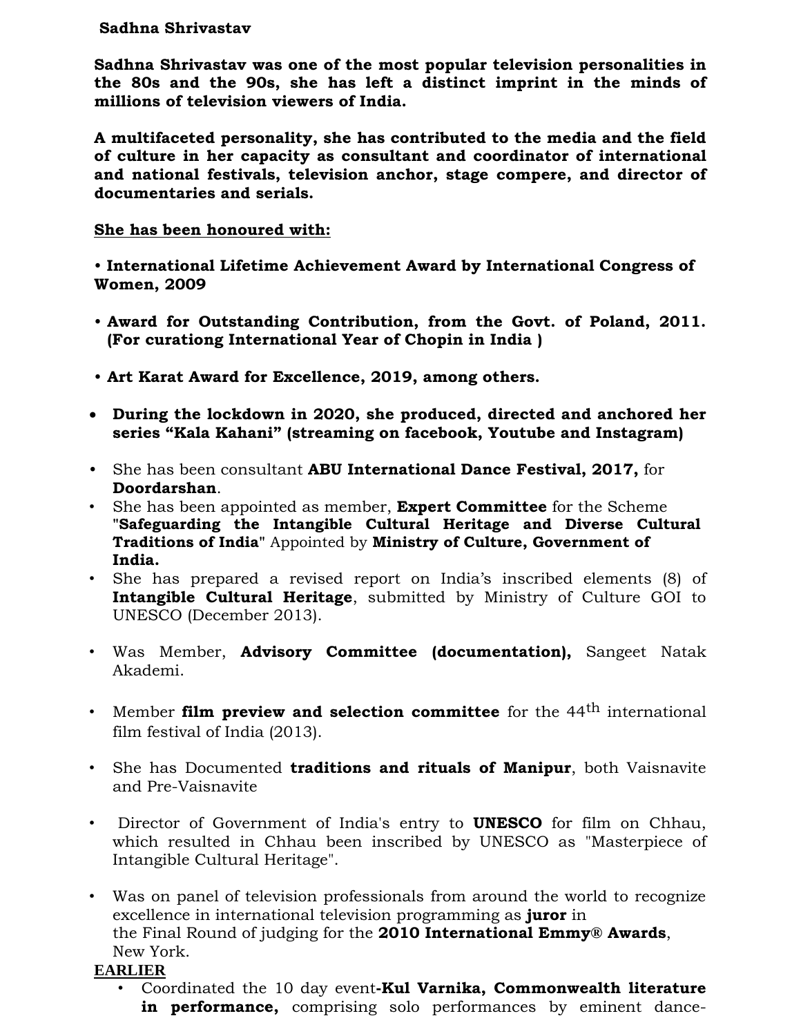**Sadhna Shrivastav**

**Sadhna Shrivastav was one of the most popular television personalities in the 80s and the 90s, she has left a distinct imprint in the minds of millions of television viewers of India.**

**A multifaceted personality, she has contributed to the media and the field of culture in her capacity as consultant and coordinator of international and national festivals, television anchor, stage compere, and director of documentaries and serials.**

**<u>She has been honoured with:</u>**

- **International Lifetime Achievement Award by International Congress of Women, 2009**
- **Award for Outstanding Contribution, from the Govt. of Poland, 2011. (For curationg International Year of Chopin in India )**
- **Art Karat Award for Excellence, 2019, among others.**

- **During the lockdown in 2020, she produced, directed and anchored her series "Kala Kahani" (streaming on facebook, Youtube and Instagram)**
- She has been consultant **ABU International Dance Festival, 2017,** for **Doordarshan**.
- She has been appointed as member, **Expert Committee** for the Scheme "**Safeguarding the Intangible Cultural Heritage and Diverse Cultural Traditions of India**" Appointed by **Ministry of Culture, Government of India.**
- She has prepared a revised report on India's inscribed elements (8) of **Intangible Cultural Heritage**, submitted by Ministry of Culture GOI to UNESCO (December 2013).
- Was Member, **Advisory Committee (documentation),** Sangeet Natak Akademi.
- Member **film preview and selection committee** for the 44th international film festival of India (2013).
- She has Documented **traditions and rituals of Manipur**, both Vaisnavite and Pre-Vaisnavite
- Director of Government of India's entry to **UNESCO** for film on Chhau, which resulted in Chhau been inscribed by UNESCO as "Masterpiece of Intangible Cultural Heritage".
- Was on panel of television professionals from around the world to recognize excellence in international television programming as **juror** in the Final Round of judging for the **2010 International Emmy® Awards**, New York.

**<u>EARLIER</u>**

- Coordinated the 10 day event-**Kul Varnika, Commonwealth literature in performance,** comprising solo performances by eminent dance-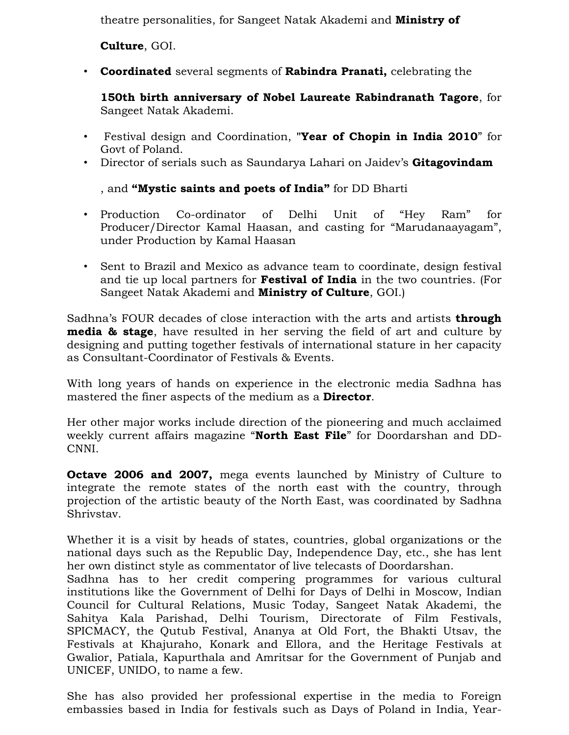theatre personalities, for Sangeet Natak Akademi and **Ministry of Culture**, GOI.

- **Coordinated** several segments of **Rabindra Pranati,** celebrating the **150th birth anniversary of Nobel Laureate Rabindranath Tagore**, for Sangeet Natak Akademi.
- Festival design and Coordination, "**Year of Chopin in India 2010**" for Govt of Poland.
- Director of serials such as Saundarya Lahari on Jaidev's **Gitagovindam**, and **"Mystic saints and poets of India"** for DD Bharti
- Production Co-ordinator of Delhi Unit of "Hey Ram" for Producer/Director Kamal Haasan, and casting for "Marudanaayagam", under Production by Kamal Haasan
- Sent to Brazil and Mexico as advance team to coordinate, design festival and tie up local partners for **Festival of India** in the two countries. (For Sangeet Natak Akademi and **Ministry of Culture**, GOI.)

Sadhna's FOUR decades of close interaction with the arts and artists **through media & stage**, have resulted in her serving the field of art and culture by designing and putting together festivals of international stature in her capacity as Consultant-Coordinator of Festivals & Events.

With long years of hands on experience in the electronic media Sadhna has mastered the finer aspects of the medium as a **Director**.

Her other major works include direction of the pioneering and much acclaimed weekly current affairs magazine "**North East File**" for Doordarshan and DD-CNNI.

**Octave 2006 and 2007,** mega events launched by Ministry of Culture to integrate the remote states of the north east with the country, through projection of the artistic beauty of the North East, was coordinated by Sadhna Shrivstav.

Whether it is a visit by heads of states, countries, global organizations or the national days such as the Republic Day, Independence Day, etc., she has lent her own distinct style as commentator of live telecasts of Doordarshan.
Sadhna has to her credit compering programmes for various cultural institutions like the Government of Delhi for Days of Delhi in Moscow, Indian Council for Cultural Relations, Music Today, Sangeet Natak Akademi, the Sahitya Kala Parishad, Delhi Tourism, Directorate of Film Festivals, SPICMACY, the Qutub Festival, Ananya at Old Fort, the Bhakti Utsav, the Festivals at Khajuraho, Konark and Ellora, and the Heritage Festivals at Gwalior, Patiala, Kapurthala and Amritsar for the Government of Punjab and UNICEF, UNIDO, to name a few.

She has also provided her professional expertise in the media to Foreign embassies based in India for festivals such as Days of Poland in India, Year-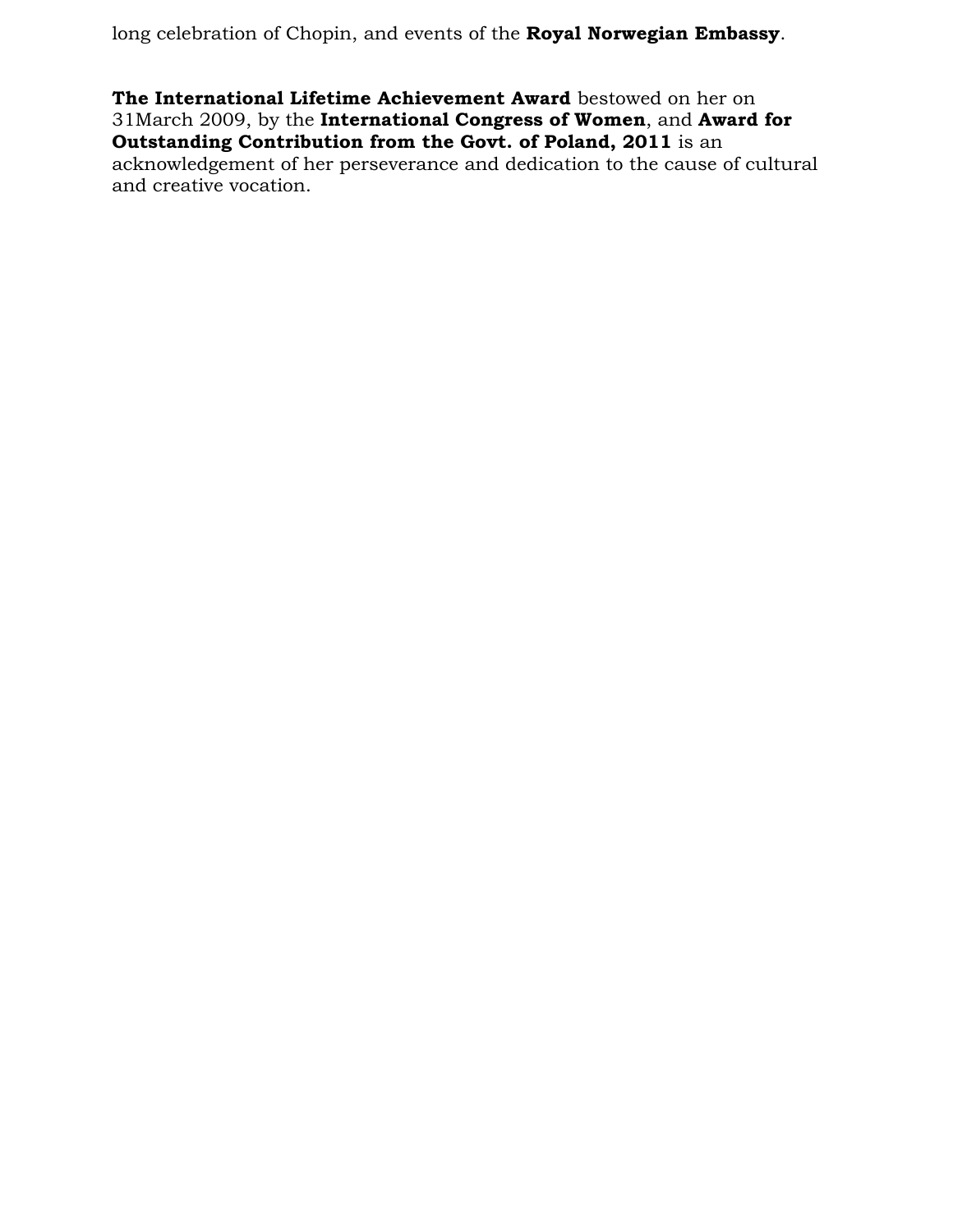long celebration of Chopin, and events of the **Royal Norwegian Embassy**.

**The International Lifetime Achievement Award** bestowed on her on 31March 2009, by the **International Congress of Women**, and **Award for Outstanding Contribution from the Govt. of Poland, 2011** is an acknowledgement of her perseverance and dedication to the cause of cultural and creative vocation.